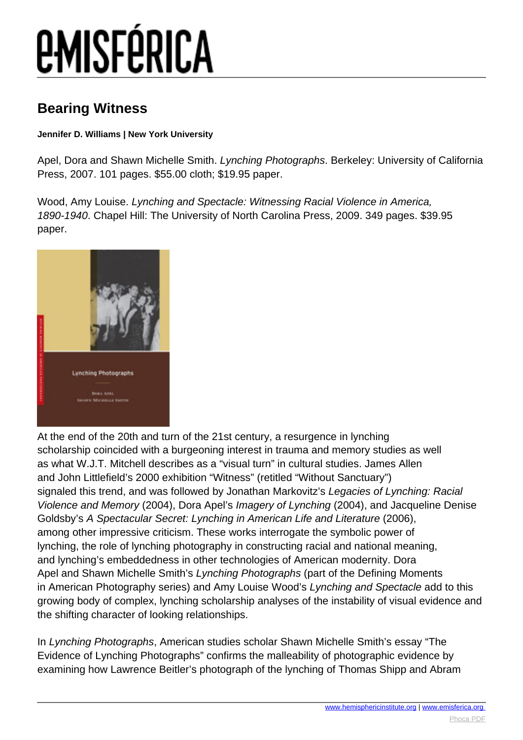# Bearing Witness

**Jennifer D. Williams | New York University**

Apel, Dora and Shawn Michelle Smith. *Lynching Photographs*. Berkeley: University of California Press, 2007. 101 pages. $55.00 cloth; $19.95 paper.

Wood, Amy Louise. *Lynching and Spectacle: Witnessing Racial Violence in America, 1890-1940*. Chapel Hill: The University of North Carolina Press, 2009. 349 pages. $39.95 paper.

At the end of the 20th and turn of the 21st century, a resurgence in lynching scholarship coincided with a burgeoning interest in trauma and memory studies as well as what W.J.T. Mitchell describes as a "visual turn" in cultural studies. James Allen and John Littlefield's 2000 exhibition "Witness" (retitled "Without Sanctuary") signaled this trend, and was followed by Jonathan Markovitz's *Legacies of Lynching: Racial Violence and Memory* (2004), Dora Apel's *Imagery of Lynching* (2004), and Jacqueline Denise Goldsby's *A Spectacular Secret: Lynching in American Life and Literature* (2006), among other impressive criticism. These works interrogate the symbolic power of lynching, the role of lynching photography in constructing racial and national meaning, and lynching's embeddedness in other technologies of American modernity. Dora Apel and Shawn Michelle Smith's *Lynching Photographs* (part of the Defining Moments in American Photography series) and Amy Louise Wood's *Lynching and Spectacle* add to this growing body of complex, lynching scholarship analyses of the instability of visual evidence and the shifting character of looking relationships.

In *Lynching Photographs*, American studies scholar Shawn Michelle Smith's essay "The Evidence of Lynching Photographs" confirms the malleability of photographic evidence by examining how Lawrence Beitler's photograph of the lynching of Thomas Shipp and Abram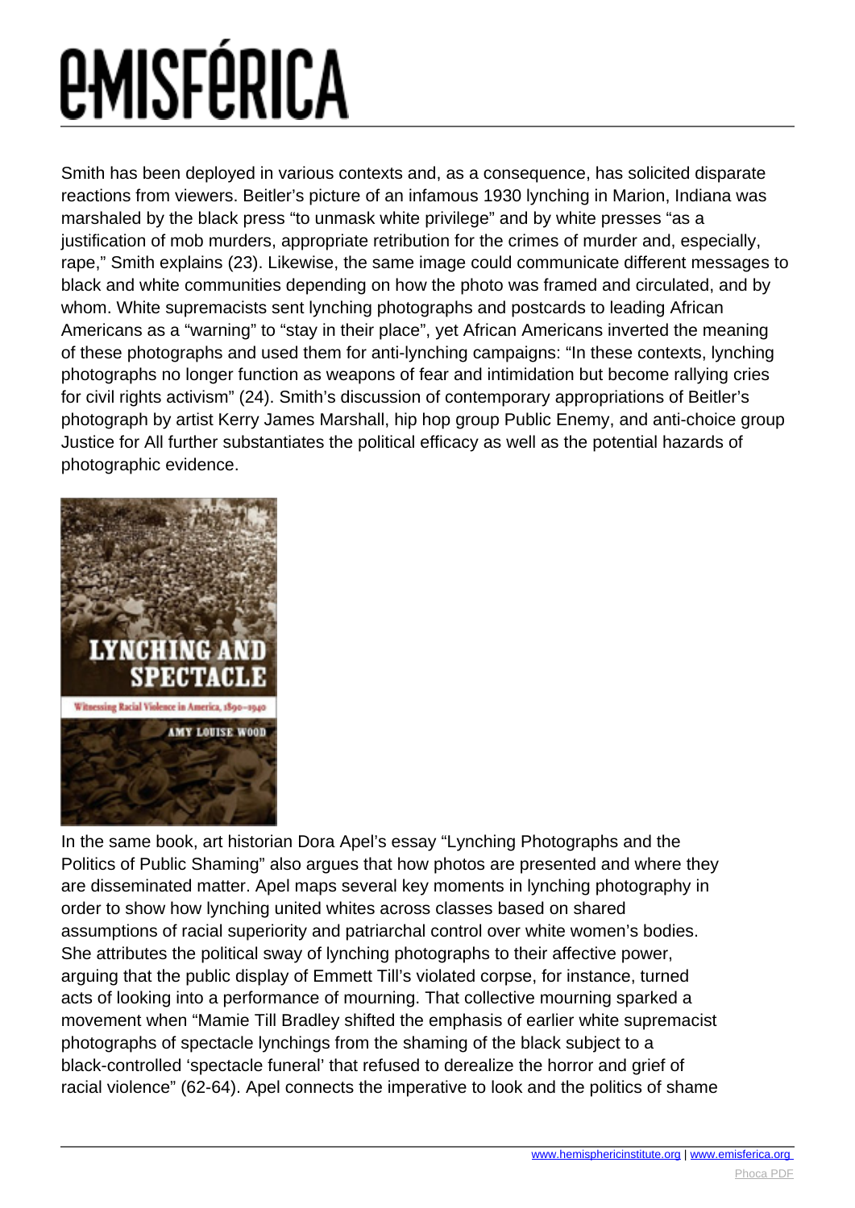Smith has been deployed in various contexts and, as a consequence, has solicited disparate reactions from viewers. Beitler's picture of an infamous 1930 lynching in Marion, Indiana was marshaled by the black press "to unmask white privilege" and by white presses "as a justification of mob murders, appropriate retribution for the crimes of murder and, especially, rape," Smith explains (23). Likewise, the same image could communicate different messages to black and white communities depending on how the photo was framed and circulated, and by whom. White supremacists sent lynching photographs and postcards to leading African Americans as a "warning" to "stay in their place", yet African Americans inverted the meaning of these photographs and used them for anti-lynching campaigns: "In these contexts, lynching photographs no longer function as weapons of fear and intimidation but become rallying cries for civil rights activism" (24). Smith's discussion of contemporary appropriations of Beitler's photograph by artist Kerry James Marshall, hip hop group Public Enemy, and anti-choice group Justice for All further substantiates the political efficacy as well as the potential hazards of photographic evidence.

In the same book, art historian Dora Apel's essay "Lynching Photographs and the Politics of Public Shaming" also argues that how photos are presented and where they are disseminated matter. Apel maps several key moments in lynching photography in order to show how lynching united whites across classes based on shared assumptions of racial superiority and patriarchal control over white women's bodies. She attributes the political sway of lynching photographs to their affective power, arguing that the public display of Emmett Till's violated corpse, for instance, turned acts of looking into a performance of mourning. That collective mourning sparked a movement when "Mamie Till Bradley shifted the emphasis of earlier white supremacist photographs of spectacle lynchings from the shaming of the black subject to a black-controlled 'spectacle funeral' that refused to derealize the horror and grief of racial violence" (62-64). Apel connects the imperative to look and the politics of shame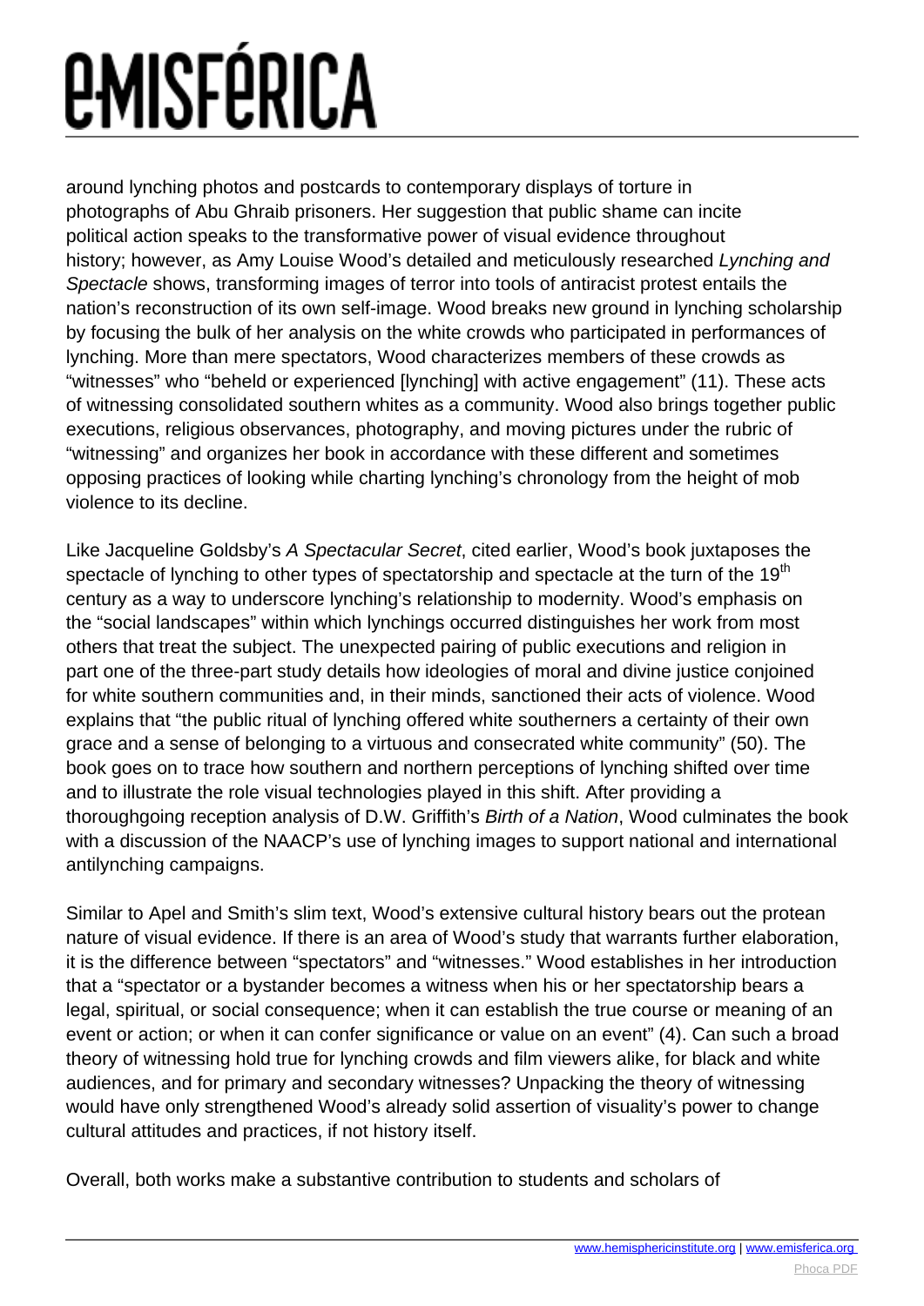around lynching photos and postcards to contemporary displays of torture in photographs of Abu Ghraib prisoners. Her suggestion that public shame can incite political action speaks to the transformative power of visual evidence throughout history; however, as Amy Louise Wood's detailed and meticulously researched *Lynching and Spectacle* shows, transforming images of terror into tools of antiracist protest entails the nation's reconstruction of its own self-image. Wood breaks new ground in lynching scholarship by focusing the bulk of her analysis on the white crowds who participated in performances of lynching. More than mere spectators, Wood characterizes members of these crowds as "witnesses" who "beheld or experienced [lynching] with active engagement" (11). These acts of witnessing consolidated southern whites as a community. Wood also brings together public executions, religious observances, photography, and moving pictures under the rubric of "witnessing" and organizes her book in accordance with these different and sometimes opposing practices of looking while charting lynching's chronology from the height of mob violence to its decline.

Like Jacqueline Goldsby's *A Spectacular Secret*, cited earlier, Wood's book juxtaposes the spectacle of lynching to other types of spectatorship and spectacle at the turn of the 19th century as a way to underscore lynching's relationship to modernity. Wood's emphasis on the "social landscapes" within which lynchings occurred distinguishes her work from most others that treat the subject. The unexpected pairing of public executions and religion in part one of the three-part study details how ideologies of moral and divine justice conjoined for white southern communities and, in their minds, sanctioned their acts of violence. Wood explains that "the public ritual of lynching offered white southerners a certainty of their own grace and a sense of belonging to a virtuous and consecrated white community" (50). The book goes on to trace how southern and northern perceptions of lynching shifted over time and to illustrate the role visual technologies played in this shift. After providing a thoroughgoing reception analysis of D.W. Griffith's *Birth of a Nation*, Wood culminates the book with a discussion of the NAACP's use of lynching images to support national and international antilynching campaigns.

Similar to Apel and Smith's slim text, Wood's extensive cultural history bears out the protean nature of visual evidence. If there is an area of Wood's study that warrants further elaboration, it is the difference between "spectators" and "witnesses." Wood establishes in her introduction that a "spectator or a bystander becomes a witness when his or her spectatorship bears a legal, spiritual, or social consequence; when it can establish the true course or meaning of an event or action; or when it can confer significance or value on an event" (4). Can such a broad theory of witnessing hold true for lynching crowds and film viewers alike, for black and white audiences, and for primary and secondary witnesses? Unpacking the theory of witnessing would have only strengthened Wood's already solid assertion of visuality's power to change cultural attitudes and practices, if not history itself.

Overall, both works make a substantive contribution to students and scholars of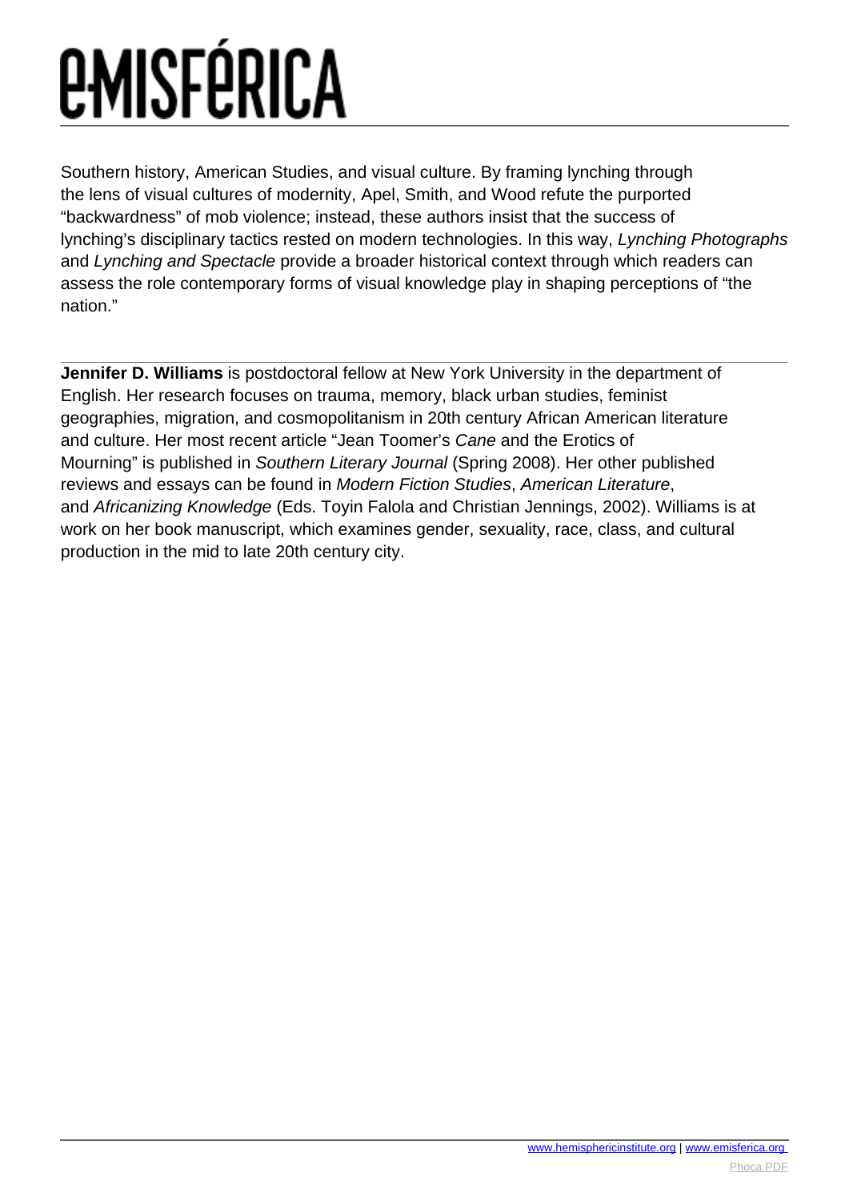Southern history, American Studies, and visual culture. By framing lynching through the lens of visual cultures of modernity, Apel, Smith, and Wood refute the purported "backwardness" of mob violence; instead, these authors insist that the success of lynching's disciplinary tactics rested on modern technologies. In this way, *Lynching Photographs* and *Lynching and Spectacle* provide a broader historical context through which readers can assess the role contemporary forms of visual knowledge play in shaping perceptions of "the nation."

---

**Jennifer D. Williams** is postdoctoral fellow at New York University in the department of English. Her research focuses on trauma, memory, black urban studies, feminist geographies, migration, and cosmopolitanism in 20th century African American literature and culture. Her most recent article "Jean Toomer's *Cane* and the Erotics of Mourning" is published in *Southern Literary Journal* (Spring 2008). Her other published reviews and essays can be found in *Modern Fiction Studies*, *American Literature*, and *Africanizing Knowledge* (Eds. Toyin Falola and Christian Jennings, 2002). Williams is at work on her book manuscript, which examines gender, sexuality, race, class, and cultural production in the mid to late 20th century city.